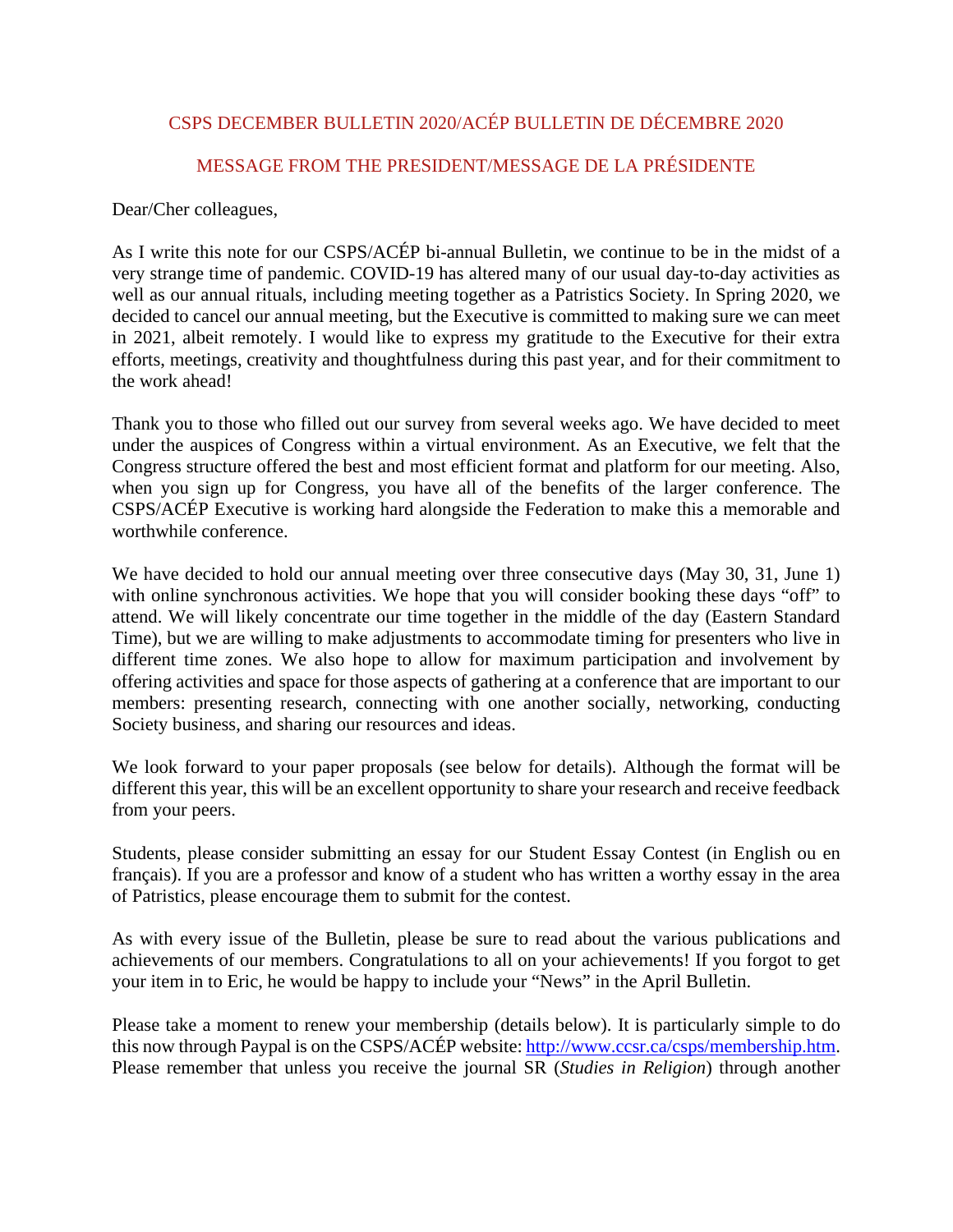## CSPS DECEMBER BULLETIN 2020/ACÉP BULLETIN DE DÉCEMBRE 2020

## MESSAGE FROM THE PRESIDENT/MESSAGE DE LA PRÉSIDENTE

Dear/Cher colleagues,

As I write this note for our CSPS/ACÉP bi-annual Bulletin, we continue to be in the midst of a very strange time of pandemic. COVID-19 has altered many of our usual day-to-day activities as well as our annual rituals, including meeting together as a Patristics Society. In Spring 2020, we decided to cancel our annual meeting, but the Executive is committed to making sure we can meet in 2021, albeit remotely. I would like to express my gratitude to the Executive for their extra efforts, meetings, creativity and thoughtfulness during this past year, and for their commitment to the work ahead!

Thank you to those who filled out our survey from several weeks ago. We have decided to meet under the auspices of Congress within a virtual environment. As an Executive, we felt that the Congress structure offered the best and most efficient format and platform for our meeting. Also, when you sign up for Congress, you have all of the benefits of the larger conference. The CSPS/ACÉP Executive is working hard alongside the Federation to make this a memorable and worthwhile conference.

We have decided to hold our annual meeting over three consecutive days (May 30, 31, June 1) with online synchronous activities. We hope that you will consider booking these days "off" to attend. We will likely concentrate our time together in the middle of the day (Eastern Standard Time), but we are willing to make adjustments to accommodate timing for presenters who live in different time zones. We also hope to allow for maximum participation and involvement by offering activities and space for those aspects of gathering at a conference that are important to our members: presenting research, connecting with one another socially, networking, conducting Society business, and sharing our resources and ideas.

We look forward to your paper proposals (see below for details). Although the format will be different this year, this will be an excellent opportunity to share your research and receive feedback from your peers.

Students, please consider submitting an essay for our Student Essay Contest (in English ou en français). If you are a professor and know of a student who has written a worthy essay in the area of Patristics, please encourage them to submit for the contest.

As with every issue of the Bulletin, please be sure to read about the various publications and achievements of our members. Congratulations to all on your achievements! If you forgot to get your item in to Eric, he would be happy to include your "News" in the April Bulletin.

Please take a moment to renew your membership (details below). It is particularly simple to do this now through Paypal is on the CSPS/ACÉP website: [http://www.ccsr.ca/csps/membership.htm](http://www.ccsr.ca/csps/membership.htm). Please remember that unless you receive the journal SR (*Studies in Religion*) through another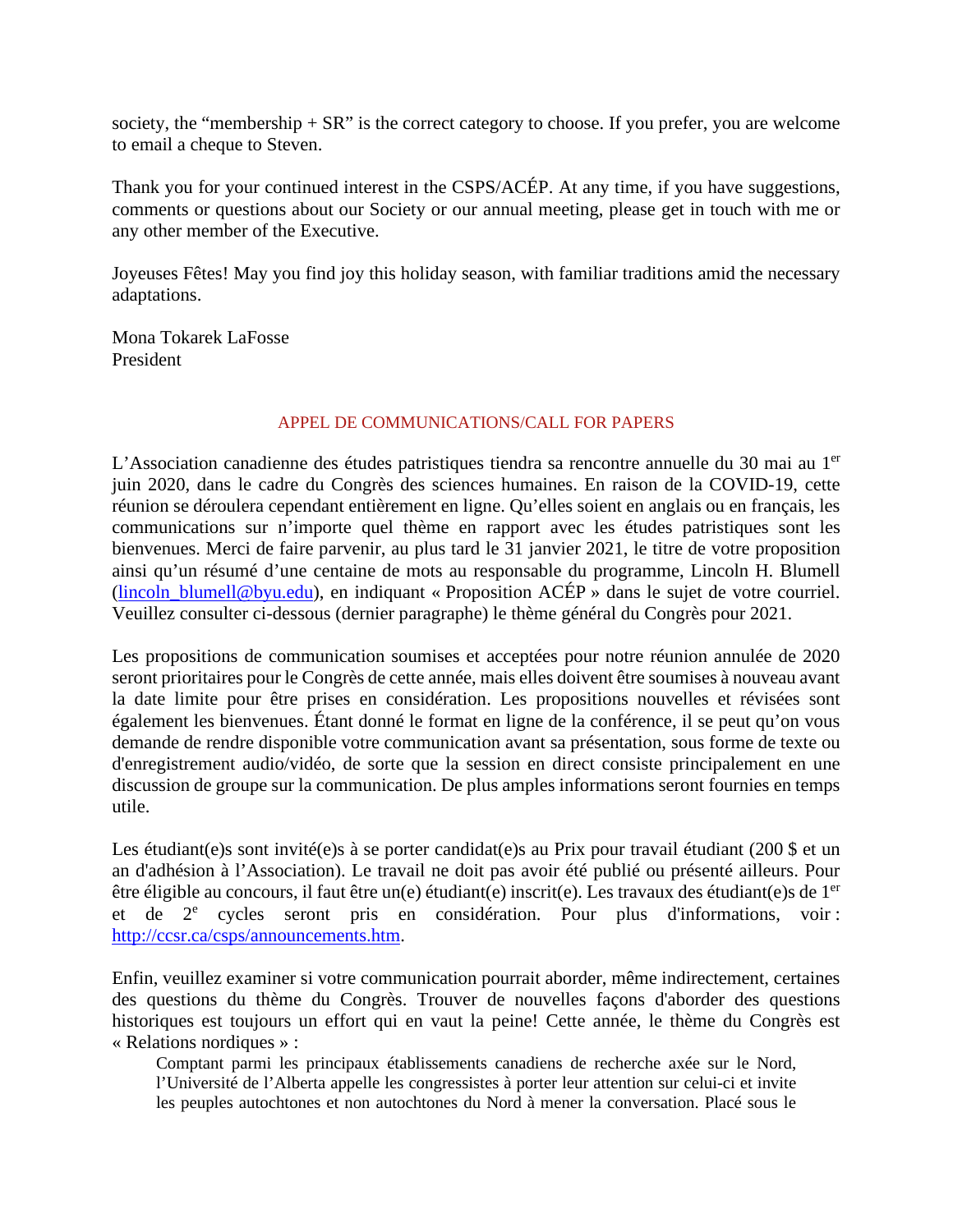society, the “membership + SR” is the correct category to choose. If you prefer, you are welcome to email a cheque to Steven.

Thank you for your continued interest in the CSPS/ACÉP. At any time, if you have suggestions, comments or questions about our Society or our annual meeting, please get in touch with me or any other member of the Executive.

Joyeuses Fêtes! May you find joy this holiday season, with familiar traditions amid the necessary adaptations.

Mona Tokarek LaFosse
President

## APPEL DE COMMUNICATIONS/CALL FOR PAPERS

L’Association canadienne des études patristiques tiendra sa rencontre annuelle du 30 mai au 1er juin 2020, dans le cadre du Congrès des sciences humaines. En raison de la COVID-19, cette réunion se déroulera cependant entièrement en ligne. Qu’elles soient en anglais ou en français, les communications sur n’importe quel thème en rapport avec les études patristiques sont les bienvenues. Merci de faire parvenir, au plus tard le 31 janvier 2021, le titre de votre proposition ainsi qu’un résumé d’une centaine de mots au responsable du programme, Lincoln H. Blumell (lincoln_blumell@byu.edu), en indiquant « Proposition ACÉP » dans le sujet de votre courriel. Veuillez consulter ci-dessous (dernier paragraphe) le thème général du Congrès pour 2021.

Les propositions de communication soumises et acceptées pour notre réunion annulée de 2020 seront prioritaires pour le Congrès de cette année, mais elles doivent être soumises à nouveau avant la date limite pour être prises en considération. Les propositions nouvelles et révisées sont également les bienvenues. Étant donné le format en ligne de la conférence, il se peut qu’on vous demande de rendre disponible votre communication avant sa présentation, sous forme de texte ou d'enregistrement audio/vidéo, de sorte que la session en direct consiste principalement en une discussion de groupe sur la communication. De plus amples informations seront fournies en temps utile.

Les étudiant(e)s sont invité(e)s à se porter candidat(e)s au Prix pour travail étudiant (200 $ et un an d'adhésion à l’Association). Le travail ne doit pas avoir été publié ou présenté ailleurs. Pour être éligible au concours, il faut être un(e) étudiant(e) inscrit(e). Les travaux des étudiant(e)s de 1er et de 2e cycles seront pris en considération. Pour plus d'informations, voir : http://ccsr.ca/csps/announcements.htm.

Enfin, veuillez examiner si votre communication pourrait aborder, même indirectement, certaines des questions du thème du Congrès. Trouver de nouvelles façons d'aborder des questions historiques est toujours un effort qui en vaut la peine! Cette année, le thème du Congrès est « Relations nordiques » :

> Comptant parmi les principaux établissements canadiens de recherche axée sur le Nord, l’Université de l’Alberta appelle les congressistes à porter leur attention sur celui-ci et invite les peuples autochtones et non autochtones du Nord à mener la conversation. Placé sous le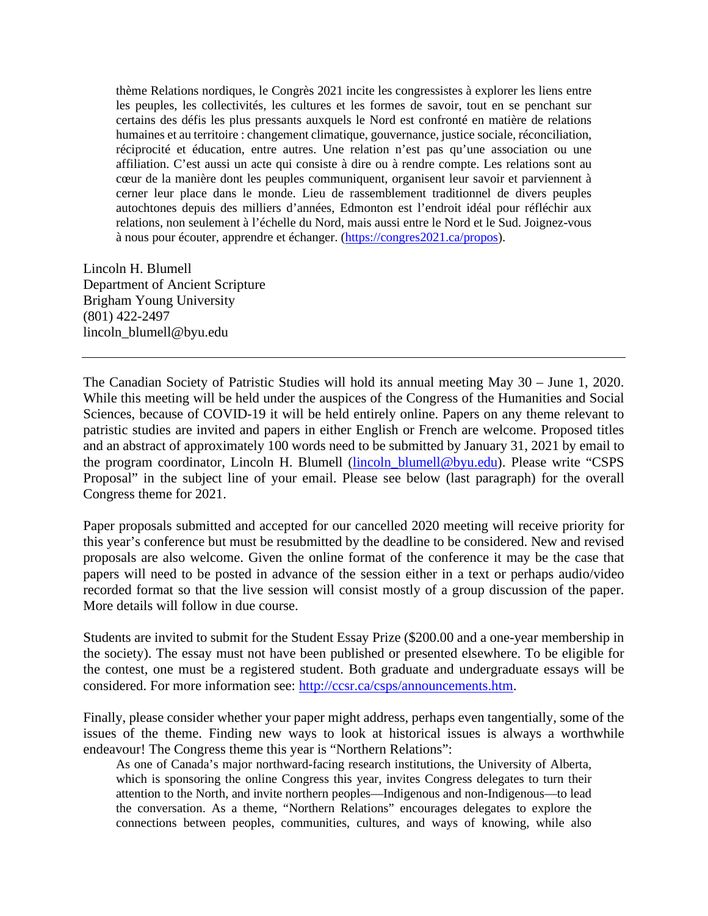> thème Relations nordiques, le Congrès 2021 incite les congressistes à explorer les liens entre les peuples, les collectivités, les cultures et les formes de savoir, tout en se penchant sur certains des défis les plus pressants auxquels le Nord est confronté en matière de relations humaines et au territoire : changement climatique, gouvernance, justice sociale, réconciliation, réciprocité et éducation, entre autres. Une relation n'est pas qu'une association ou une affiliation. C'est aussi un acte qui consiste à dire ou à rendre compte. Les relations sont au cœur de la manière dont les peuples communiquent, organisent leur savoir et parviennent à cerner leur place dans le monde. Lieu de rassemblement traditionnel de divers peuples autochtones depuis des milliers d'années, Edmonton est l'endroit idéal pour réfléchir aux relations, non seulement à l'échelle du Nord, mais aussi entre le Nord et le Sud. Joignez-vous à nous pour écouter, apprendre et échanger. (https://congres2021.ca/propos).

Lincoln H. Blumell
Department of Ancient Scripture
Brigham Young University
(801) 422-2497
lincoln_blumell@byu.edu

---

The Canadian Society of Patristic Studies will hold its annual meeting May 30 – June 1, 2020. While this meeting will be held under the auspices of the Congress of the Humanities and Social Sciences, because of COVID-19 it will be held entirely online. Papers on any theme relevant to patristic studies are invited and papers in either English or French are welcome. Proposed titles and an abstract of approximately 100 words need to be submitted by January 31, 2021 by email to the program coordinator, Lincoln H. Blumell (lincoln_blumell@byu.edu). Please write "CSPS Proposal" in the subject line of your email. Please see below (last paragraph) for the overall Congress theme for 2021.

Paper proposals submitted and accepted for our cancelled 2020 meeting will receive priority for this year's conference but must be resubmitted by the deadline to be considered. New and revised proposals are also welcome. Given the online format of the conference it may be the case that papers will need to be posted in advance of the session either in a text or perhaps audio/video recorded format so that the live session will consist mostly of a group discussion of the paper. More details will follow in due course.

Students are invited to submit for the Student Essay Prize ($200.00 and a one-year membership in the society). The essay must not have been published or presented elsewhere. To be eligible for the contest, one must be a registered student. Both graduate and undergraduate essays will be considered. For more information see: http://ccsr.ca/csps/announcements.htm.

Finally, please consider whether your paper might address, perhaps even tangentially, some of the issues of the theme. Finding new ways to look at historical issues is always a worthwhile endeavour! The Congress theme this year is "Northern Relations":

> As one of Canada's major northward-facing research institutions, the University of Alberta, which is sponsoring the online Congress this year, invites Congress delegates to turn their attention to the North, and invite northern peoples—Indigenous and non-Indigenous—to lead the conversation. As a theme, "Northern Relations" encourages delegates to explore the connections between peoples, communities, cultures, and ways of knowing, while also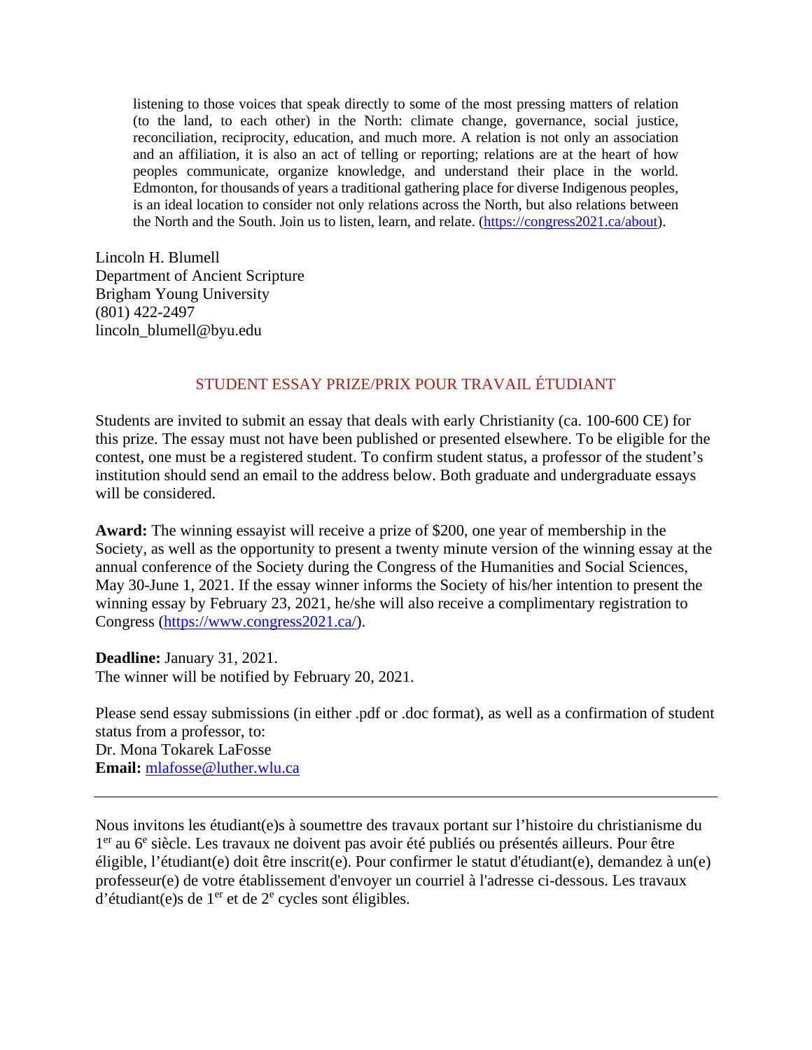> listening to those voices that speak directly to some of the most pressing matters of relation (to the land, to each other) in the North: climate change, governance, social justice, reconciliation, reciprocity, education, and much more. A relation is not only an association and an affiliation, it is also an act of telling or reporting; relations are at the heart of how peoples communicate, organize knowledge, and understand their place in the world. Edmonton, for thousands of years a traditional gathering place for diverse Indigenous peoples, is an ideal location to consider not only relations across the North, but also relations between the North and the South. Join us to listen, learn, and relate. (https://congress2021.ca/about).

Lincoln H. Blumell
Department of Ancient Scripture
Brigham Young University
(801) 422-2497
lincoln_blumell@byu.edu

## STUDENT ESSAY PRIZE/PRIX POUR TRAVAIL ÉTUDIANT

Students are invited to submit an essay that deals with early Christianity (ca. 100-600 CE) for this prize. The essay must not have been published or presented elsewhere. To be eligible for the contest, one must be a registered student. To confirm student status, a professor of the student's institution should send an email to the address below. Both graduate and undergraduate essays will be considered.

**Award:** The winning essayist will receive a prize of $200, one year of membership in the Society, as well as the opportunity to present a twenty minute version of the winning essay at the annual conference of the Society during the Congress of the Humanities and Social Sciences, May 30-June 1, 2021. If the essay winner informs the Society of his/her intention to present the winning essay by February 23, 2021, he/she will also receive a complimentary registration to Congress (https://www.congress2021.ca/).

**Deadline:** January 31, 2021.
The winner will be notified by February 20, 2021.

Please send essay submissions (in either .pdf or .doc format), as well as a confirmation of student status from a professor, to:
Dr. Mona Tokarek LaFosse
**Email:** mlafosse@luther.wlu.ca

---

Nous invitons les étudiant(e)s à soumettre des travaux portant sur l'histoire du christianisme du 1er au 6e siècle. Les travaux ne doivent pas avoir été publiés ou présentés ailleurs. Pour être éligible, l'étudiant(e) doit être inscrit(e). Pour confirmer le statut d'étudiant(e), demandez à un(e) professeur(e) de votre établissement d'envoyer un courriel à l'adresse ci-dessous. Les travaux d'étudiant(e)s de 1er et de 2e cycles sont éligibles.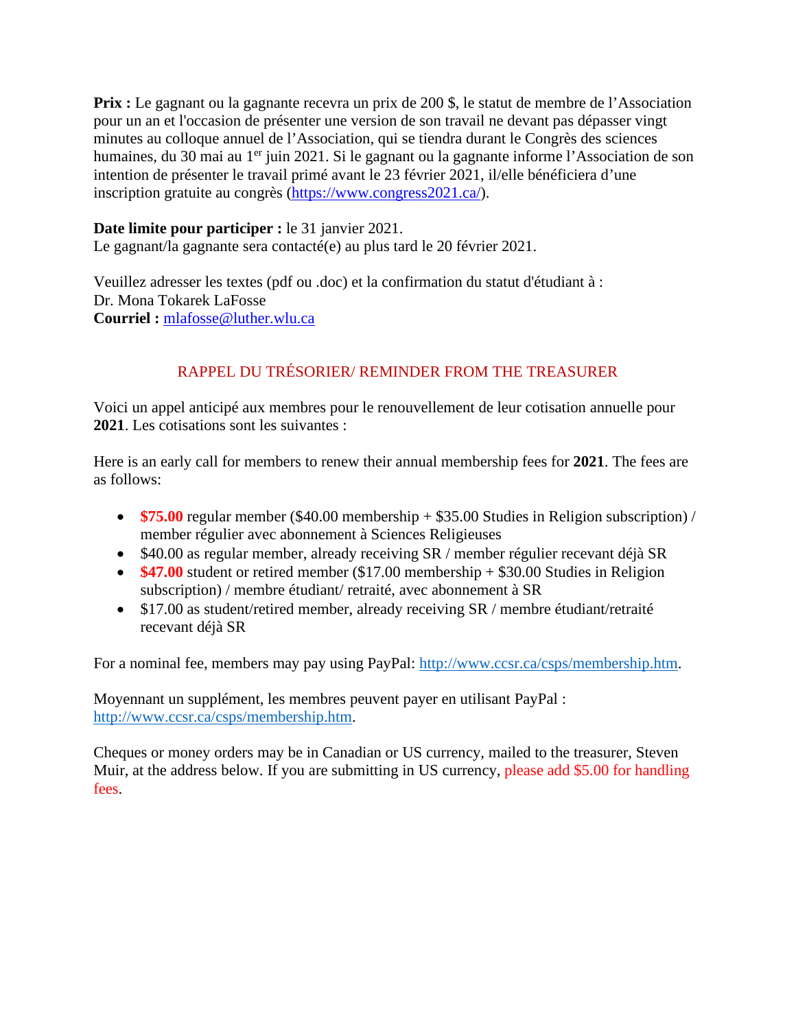**Prix :** Le gagnant ou la gagnante recevra un prix de 200 $, le statut de membre de l'Association pour un an et l'occasion de présenter une version de son travail ne devant pas dépasser vingt minutes au colloque annuel de l'Association, qui se tiendra durant le Congrès des sciences humaines, du 30 mai au 1er juin 2021. Si le gagnant ou la gagnante informe l'Association de son intention de présenter le travail primé avant le 23 février 2021, il/elle bénéficiera d'une inscription gratuite au congrès (https://www.congress2021.ca/).

**Date limite pour participer :** le 31 janvier 2021.
Le gagnant/la gagnante sera contacté(e) au plus tard le 20 février 2021.

Veuillez adresser les textes (pdf ou .doc) et la confirmation du statut d'étudiant à :
Dr. Mona Tokarek LaFosse
**Courriel :** mlafosse@luther.wlu.ca

## RAPPEL DU TRÉSORIER/ REMINDER FROM THE TREASURER

Voici un appel anticipé aux membres pour le renouvellement de leur cotisation annuelle pour **2021**. Les cotisations sont les suivantes :

Here is an early call for members to renew their annual membership fees for **2021**. The fees are as follows:

- **$75.00** regular member ($40.00 membership + $35.00 Studies in Religion subscription) / member régulier avec abonnement à Sciences Religieuses
- $40.00 as regular member, already receiving SR / member régulier recevant déjà SR
- **$47.00** student or retired member ($17.00 membership + $30.00 Studies in Religion subscription) / membre étudiant/ retraité, avec abonnement à SR
- $17.00 as student/retired member, already receiving SR / membre étudiant/retraité recevant déjà SR

For a nominal fee, members may pay using PayPal: http://www.ccsr.ca/csps/membership.htm.

Moyennant un supplément, les membres peuvent payer en utilisant PayPal : http://www.ccsr.ca/csps/membership.htm.

Cheques or money orders may be in Canadian or US currency, mailed to the treasurer, Steven Muir, at the address below. If you are submitting in US currency, please add $5.00 for handling fees.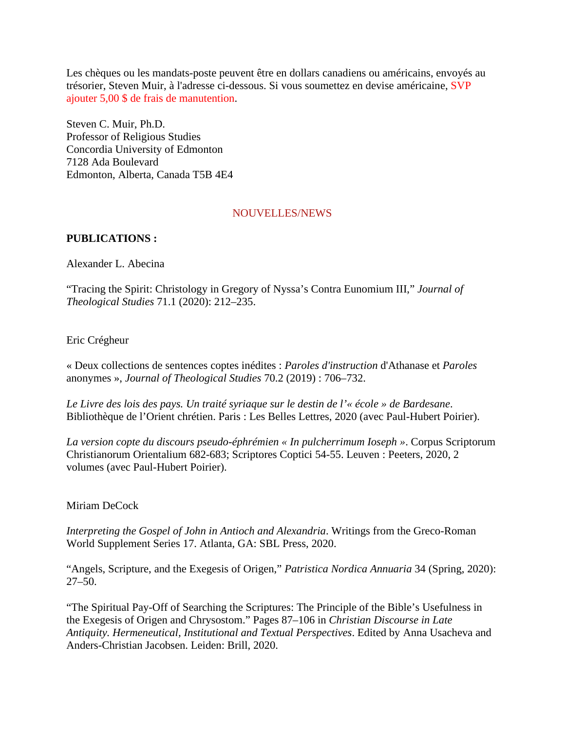Les chèques ou les mandats-poste peuvent être en dollars canadiens ou américains, envoyés au trésorier, Steven Muir, à l'adresse ci-dessous. Si vous soumettez en devise américaine, SVP ajouter 5,00 $ de frais de manutention.

Steven C. Muir, Ph.D.
Professor of Religious Studies
Concordia University of Edmonton
7128 Ada Boulevard
Edmonton, Alberta, Canada T5B 4E4

## NOUVELLES/NEWS

**PUBLICATIONS :**

Alexander L. Abecina

"Tracing the Spirit: Christology in Gregory of Nyssa's Contra Eunomium III," *Journal of Theological Studies* 71.1 (2020): 212–235.

Eric Crégheur

« Deux collections de sentences coptes inédites : *Paroles d'instruction* d'Athanase et *Paroles* anonymes », *Journal of Theological Studies* 70.2 (2019) : 706–732.

*Le Livre des lois des pays. Un traité syriaque sur le destin de l'« école » de Bardesane*. Bibliothèque de l'Orient chrétien. Paris : Les Belles Lettres, 2020 (avec Paul-Hubert Poirier).

*La version copte du discours pseudo-éphrémien « In pulcherrimum Ioseph »*. Corpus Scriptorum Christianorum Orientalium 682-683; Scriptores Coptici 54-55. Leuven : Peeters, 2020, 2 volumes (avec Paul-Hubert Poirier).

Miriam DeCock

*Interpreting the Gospel of John in Antioch and Alexandria*. Writings from the Greco-Roman World Supplement Series 17. Atlanta, GA: SBL Press, 2020.

"Angels, Scripture, and the Exegesis of Origen," *Patristica Nordica Annuaria* 34 (Spring, 2020): 27–50.

"The Spiritual Pay-Off of Searching the Scriptures: The Principle of the Bible's Usefulness in the Exegesis of Origen and Chrysostom." Pages 87–106 in *Christian Discourse in Late Antiquity. Hermeneutical, Institutional and Textual Perspectives*. Edited by Anna Usacheva and Anders-Christian Jacobsen. Leiden: Brill, 2020.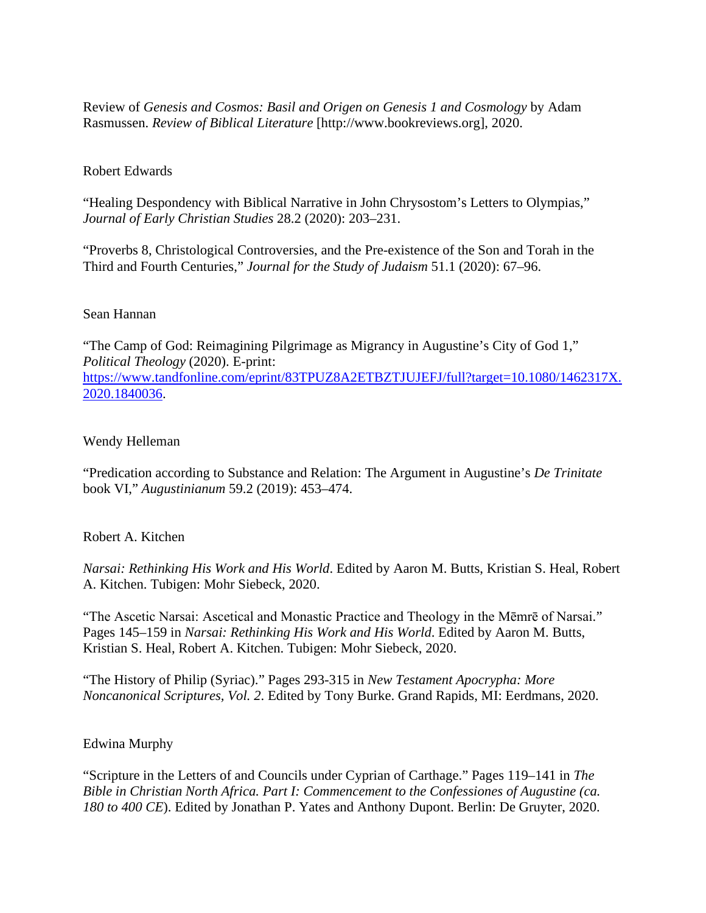Review of *Genesis and Cosmos: Basil and Origen on Genesis 1 and Cosmology* by Adam Rasmussen. *Review of Biblical Literature* [http://www.bookreviews.org], 2020.

Robert Edwards

"Healing Despondency with Biblical Narrative in John Chrysostom's Letters to Olympias," *Journal of Early Christian Studies* 28.2 (2020): 203–231.

"Proverbs 8, Christological Controversies, and the Pre-existence of the Son and Torah in the Third and Fourth Centuries," *Journal for the Study of Judaism* 51.1 (2020): 67–96.

Sean Hannan

"The Camp of God: Reimagining Pilgrimage as Migrancy in Augustine's City of God 1," *Political Theology* (2020). E-print: [https://www.tandfonline.com/eprint/83TPUZ8A2ETBZTJUJEFJ/full?target=10.1080/1462317X.2020.1840036](https://www.tandfonline.com/eprint/83TPUZ8A2ETBZTJUJEFJ/full?target=10.1080/1462317X.2020.1840036).

Wendy Helleman

"Predication according to Substance and Relation: The Argument in Augustine's *De Trinitate* book VI," *Augustinianum* 59.2 (2019): 453–474.

Robert A. Kitchen

*Narsai: Rethinking His Work and His World*. Edited by Aaron M. Butts, Kristian S. Heal, Robert A. Kitchen. Tubigen: Mohr Siebeck, 2020.

"The Ascetic Narsai: Ascetical and Monastic Practice and Theology in the Mēmrē of Narsai." Pages 145–159 in *Narsai: Rethinking His Work and His World*. Edited by Aaron M. Butts, Kristian S. Heal, Robert A. Kitchen. Tubigen: Mohr Siebeck, 2020.

"The History of Philip (Syriac)." Pages 293-315 in *New Testament Apocrypha: More Noncanonical Scriptures, Vol. 2*. Edited by Tony Burke. Grand Rapids, MI: Eerdmans, 2020.

Edwina Murphy

"Scripture in the Letters of and Councils under Cyprian of Carthage." Pages 119–141 in *The Bible in Christian North Africa. Part I: Commencement to the Confessiones of Augustine (ca. 180 to 400 CE*). Edited by Jonathan P. Yates and Anthony Dupont. Berlin: De Gruyter, 2020.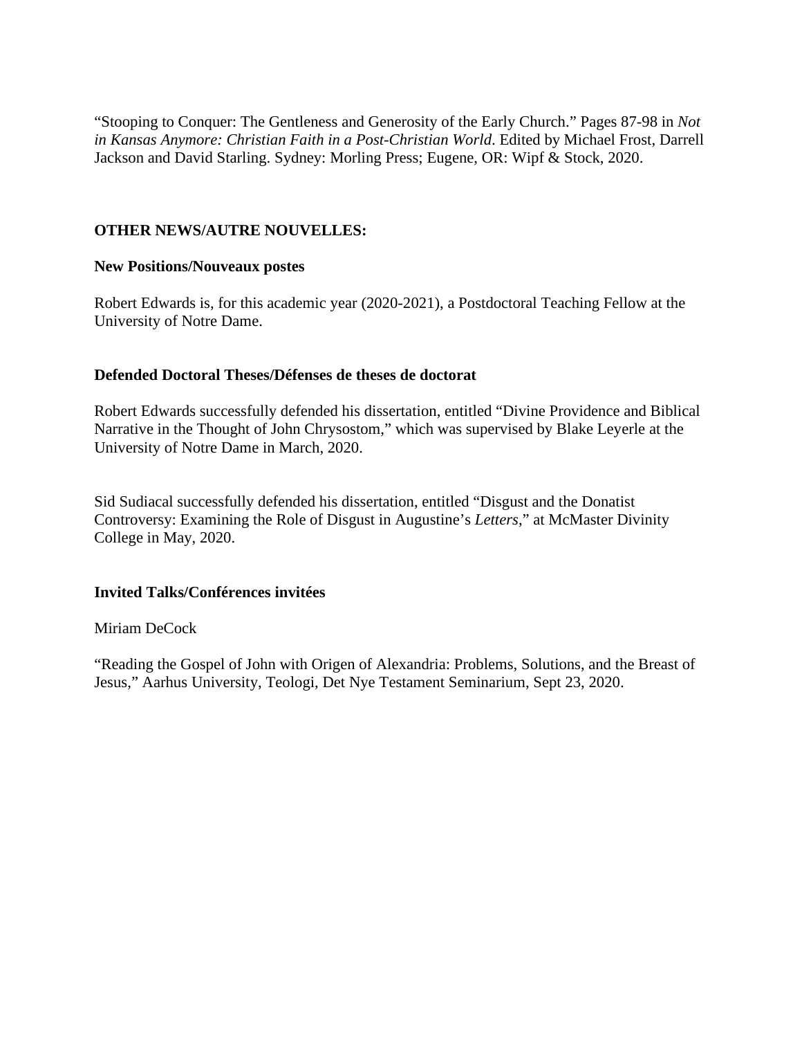"Stooping to Conquer: The Gentleness and Generosity of the Early Church." Pages 87-98 in *Not in Kansas Anymore: Christian Faith in a Post-Christian World*. Edited by Michael Frost, Darrell Jackson and David Starling. Sydney: Morling Press; Eugene, OR: Wipf & Stock, 2020.

## OTHER NEWS/AUTRE NOUVELLES:

### New Positions/Nouveaux postes

Robert Edwards is, for this academic year (2020-2021), a Postdoctoral Teaching Fellow at the University of Notre Dame.

### Defended Doctoral Theses/Défenses de theses de doctorat

Robert Edwards successfully defended his dissertation, entitled "Divine Providence and Biblical Narrative in the Thought of John Chrysostom," which was supervised by Blake Leyerle at the University of Notre Dame in March, 2020.

Sid Sudiacal successfully defended his dissertation, entitled "Disgust and the Donatist Controversy: Examining the Role of Disgust in Augustine's *Letters*," at McMaster Divinity College in May, 2020.

### Invited Talks/Conférences invitées

Miriam DeCock

"Reading the Gospel of John with Origen of Alexandria: Problems, Solutions, and the Breast of Jesus," Aarhus University, Teologi, Det Nye Testament Seminarium, Sept 23, 2020.